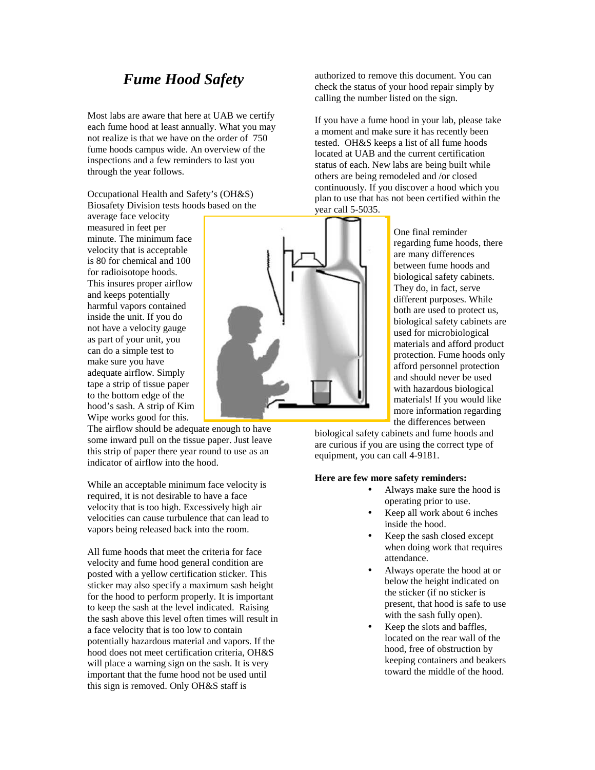# *Fume Hood Safety*

Most labs are aware that here at UAB we certify each fume hood at least annually. What you may not realize is that we have on the order of 750 fume hoods campus wide. An overview of the inspections and a few reminders to last you through the year follows.

Occupational Health and Safety's (OH&S) Biosafety Division tests hoods based on the average face velocity measured in feet per minute. The minimum face velocity that is acceptable is 80 for chemical and 100 for radioisotope hoods. This insures proper airflow and keeps potentially harmful vapors contained inside the unit. If you do not have a velocity gauge as part of your unit, you can do a simple test to make sure you have adequate airflow. Simply tape a strip of tissue paper to the bottom edge of the hood's sash. A strip of Kim Wipe works good for this. The airflow should be adequate enough to have some inward pull on the tissue paper. Just leave this strip of paper there year round to use as an indicator of airflow into the hood.

While an acceptable minimum face velocity is required, it is not desirable to have a face velocity that is too high. Excessively high air velocities can cause turbulence that can lead to vapors being released back into the room.

All fume hoods that meet the criteria for face velocity and fume hood general condition are posted with a yellow certification sticker. This sticker may also specify a maximum sash height for the hood to perform properly. It is important to keep the sash at the level indicated. Raising the sash above this level often times will result in a face velocity that is too low to contain potentially hazardous material and vapors. If the hood does not meet certification criteria, OH&S will place a warning sign on the sash. It is very important that the fume hood not be used until this sign is removed. Only OH&S staff is authorized to remove this document. You can check the status of your hood repair simply by calling the number listed on the sign.

If you have a fume hood in your lab, please take a moment and make sure it has recently been tested. OH&S keeps a list of all fume hoods located at UAB and the current certification status of each. New labs are being built while others are being remodeled and /or closed continuously. If you discover a hood which you plan to use that has not been certified within the year call 5-5035.

One final reminder regarding fume hoods, there are many differences between fume hoods and biological safety cabinets. They do, in fact, serve different purposes. While both are used to protect us, biological safety cabinets are used for microbiological materials and afford product protection. Fume hoods only afford personnel protection and should never be used with hazardous biological materials! If you would like more information regarding the differences between biological safety cabinets and fume hoods and are curious if you are using the correct type of equipment, you can call 4-9181.

**Here are few more safety reminders:**

- Always make sure the hood is operating prior to use.
- Keep all work about 6 inches inside the hood.
- Keep the sash closed except when doing work that requires attendance.
- Always operate the hood at or below the height indicated on the sticker (if no sticker is present, that hood is safe to use with the sash fully open).
- Keep the slots and baffles, located on the rear wall of the hood, free of obstruction by keeping containers and beakers toward the middle of the hood.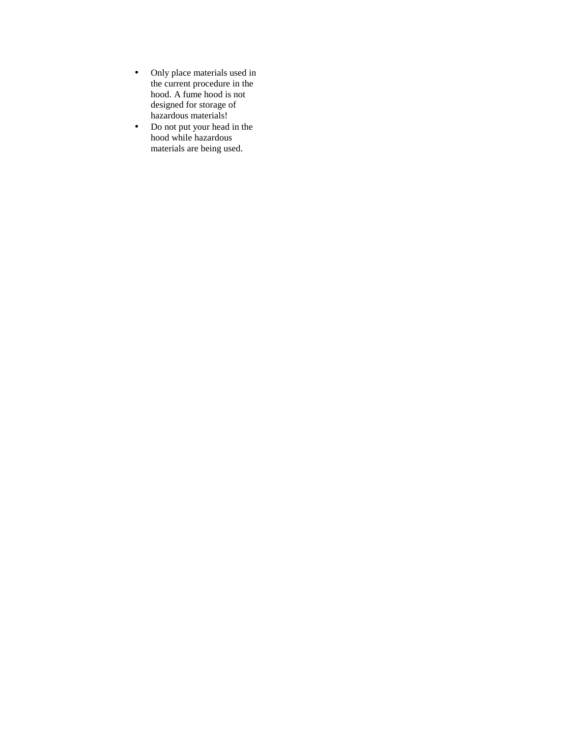- Only place materials used in the current procedure in the hood. A fume hood is not designed for storage of hazardous materials!
- Do not put your head in the hood while hazardous materials are being used.